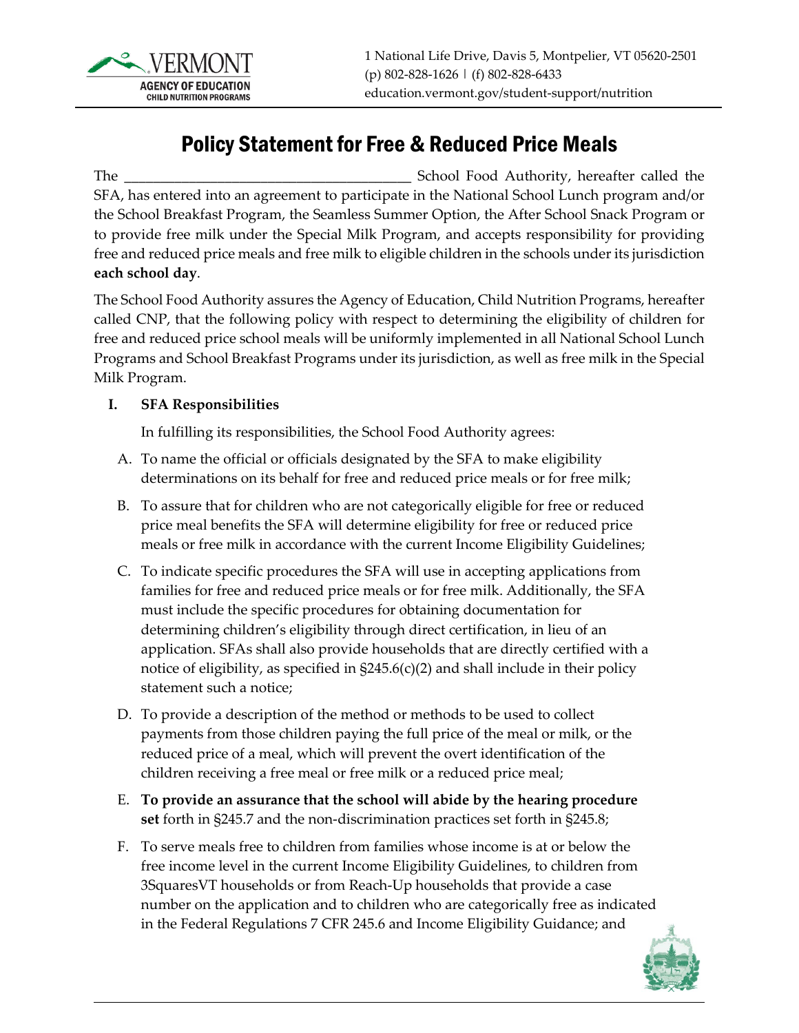# Policy Statement for Free & Reduced Price Meals

The ________________________________________ School Food Authority, hereafter called the SFA, has entered into an agreement to participate in the National School Lunch program and/or the School Breakfast Program, the Seamless Summer Option, the After School Snack Program or to provide free milk under the Special Milk Program, and accepts responsibility for providing free and reduced price meals and free milk to eligible children in the schools under its jurisdiction **each school day**.

The School Food Authority assures the Agency of Education, Child Nutrition Programs, hereafter called CNP, that the following policy with respect to determining the eligibility of children for free and reduced price school meals will be uniformly implemented in all National School Lunch Programs and School Breakfast Programs under its jurisdiction, as well as free milk in the Special Milk Program.

## I. SFA Responsibilities

In fulfilling its responsibilities, the School Food Authority agrees:

A. To name the official or officials designated by the SFA to make eligibility determinations on its behalf for free and reduced price meals or for free milk;

B. To assure that for children who are not categorically eligible for free or reduced price meal benefits the SFA will determine eligibility for free or reduced price meals or free milk in accordance with the current Income Eligibility Guidelines;

C. To indicate specific procedures the SFA will use in accepting applications from families for free and reduced price meals or for free milk. Additionally, the SFA must include the specific procedures for obtaining documentation for determining children's eligibility through direct certification, in lieu of an application. SFAs shall also provide households that are directly certified with a notice of eligibility, as specified in §245.6(c)(2) and shall include in their policy statement such a notice;

D. To provide a description of the method or methods to be used to collect payments from those children paying the full price of the meal or milk, or the reduced price of a meal, which will prevent the overt identification of the children receiving a free meal or free milk or a reduced price meal;

E. **To provide an assurance that the school will abide by the hearing procedure set** forth in §245.7 and the non-discrimination practices set forth in §245.8;

F. To serve meals free to children from families whose income is at or below the free income level in the current Income Eligibility Guidelines, to children from 3SquaresVT households or from Reach-Up households that provide a case number on the application and to children who are categorically free as indicated in the Federal Regulations 7 CFR 245.6 and Income Eligibility Guidance; and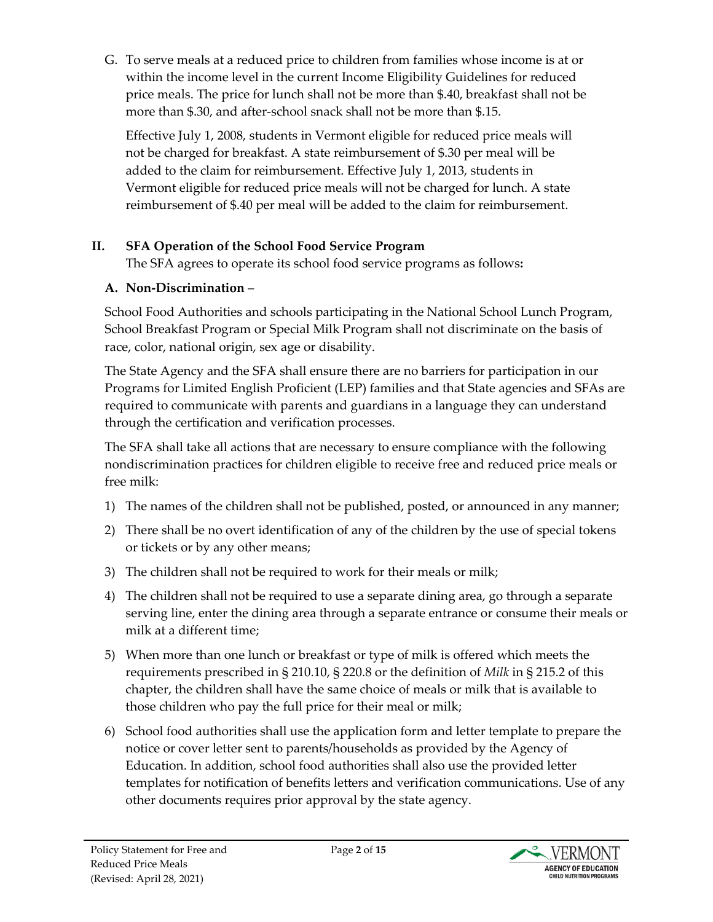G. To serve meals at a reduced price to children from families whose income is at or within the income level in the current Income Eligibility Guidelines for reduced price meals. The price for lunch shall not be more than $.40, breakfast shall not be more than $.30, and after-school snack shall not be more than $.15.

   Effective July 1, 2008, students in Vermont eligible for reduced price meals will not be charged for breakfast. A state reimbursement of $.30 per meal will be added to the claim for reimbursement. Effective July 1, 2013, students in Vermont eligible for reduced price meals will not be charged for lunch. A state reimbursement of $.40 per meal will be added to the claim for reimbursement.

## II. SFA Operation of the School Food Service Program

The SFA agrees to operate its school food service programs as follows**:**

### A. Non-Discrimination –

School Food Authorities and schools participating in the National School Lunch Program, School Breakfast Program or Special Milk Program shall not discriminate on the basis of race, color, national origin, sex age or disability.

The State Agency and the SFA shall ensure there are no barriers for participation in our Programs for Limited English Proficient (LEP) families and that State agencies and SFAs are required to communicate with parents and guardians in a language they can understand through the certification and verification processes.

The SFA shall take all actions that are necessary to ensure compliance with the following nondiscrimination practices for children eligible to receive free and reduced price meals or free milk:

1) The names of the children shall not be published, posted, or announced in any manner;
2) There shall be no overt identification of any of the children by the use of special tokens or tickets or by any other means;
3) The children shall not be required to work for their meals or milk;
4) The children shall not be required to use a separate dining area, go through a separate serving line, enter the dining area through a separate entrance or consume their meals or milk at a different time;
5) When more than one lunch or breakfast or type of milk is offered which meets the requirements prescribed in § 210.10, § 220.8 or the definition of *Milk* in § 215.2 of this chapter, the children shall have the same choice of meals or milk that is available to those children who pay the full price for their meal or milk;
6) School food authorities shall use the application form and letter template to prepare the notice or cover letter sent to parents/households as provided by the Agency of Education. In addition, school food authorities shall also use the provided letter templates for notification of benefits letters and verification communications. Use of any other documents requires prior approval by the state agency.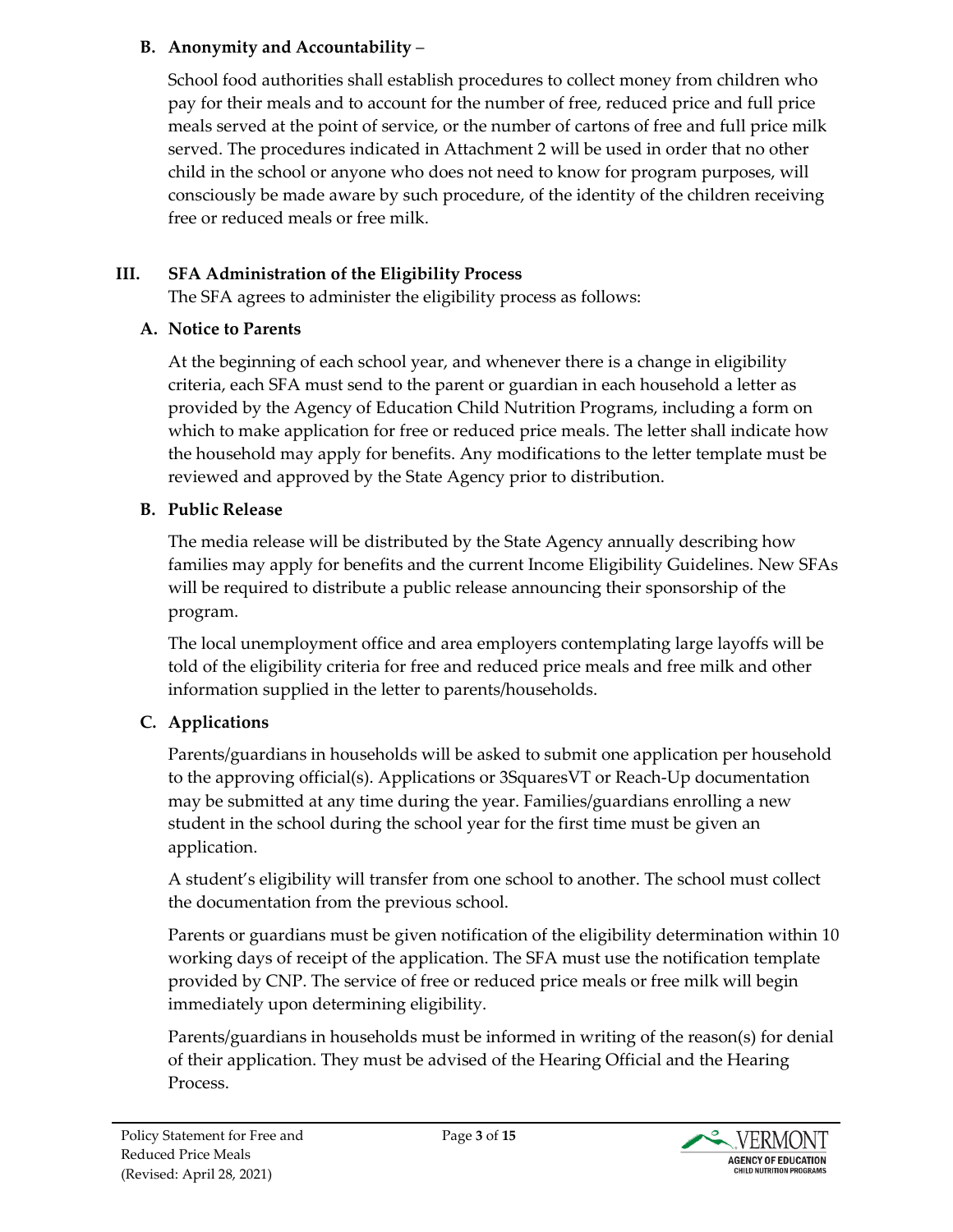### B. Anonymity and Accountability –

School food authorities shall establish procedures to collect money from children who pay for their meals and to account for the number of free, reduced price and full price meals served at the point of service, or the number of cartons of free and full price milk served. The procedures indicated in Attachment 2 will be used in order that no other child in the school or anyone who does not need to know for program purposes, will consciously be made aware by such procedure, of the identity of the children receiving free or reduced meals or free milk.

## III. SFA Administration of the Eligibility Process

The SFA agrees to administer the eligibility process as follows:

### A. Notice to Parents

At the beginning of each school year, and whenever there is a change in eligibility criteria, each SFA must send to the parent or guardian in each household a letter as provided by the Agency of Education Child Nutrition Programs, including a form on which to make application for free or reduced price meals. The letter shall indicate how the household may apply for benefits. Any modifications to the letter template must be reviewed and approved by the State Agency prior to distribution.

### B. Public Release

The media release will be distributed by the State Agency annually describing how families may apply for benefits and the current Income Eligibility Guidelines. New SFAs will be required to distribute a public release announcing their sponsorship of the program.

The local unemployment office and area employers contemplating large layoffs will be told of the eligibility criteria for free and reduced price meals and free milk and other information supplied in the letter to parents/households.

### C. Applications

Parents/guardians in households will be asked to submit one application per household to the approving official(s). Applications or 3SquaresVT or Reach-Up documentation may be submitted at any time during the year. Families/guardians enrolling a new student in the school during the school year for the first time must be given an application.

A student's eligibility will transfer from one school to another. The school must collect the documentation from the previous school.

Parents or guardians must be given notification of the eligibility determination within 10 working days of receipt of the application. The SFA must use the notification template provided by CNP. The service of free or reduced price meals or free milk will begin immediately upon determining eligibility.

Parents/guardians in households must be informed in writing of the reason(s) for denial of their application. They must be advised of the Hearing Official and the Hearing Process.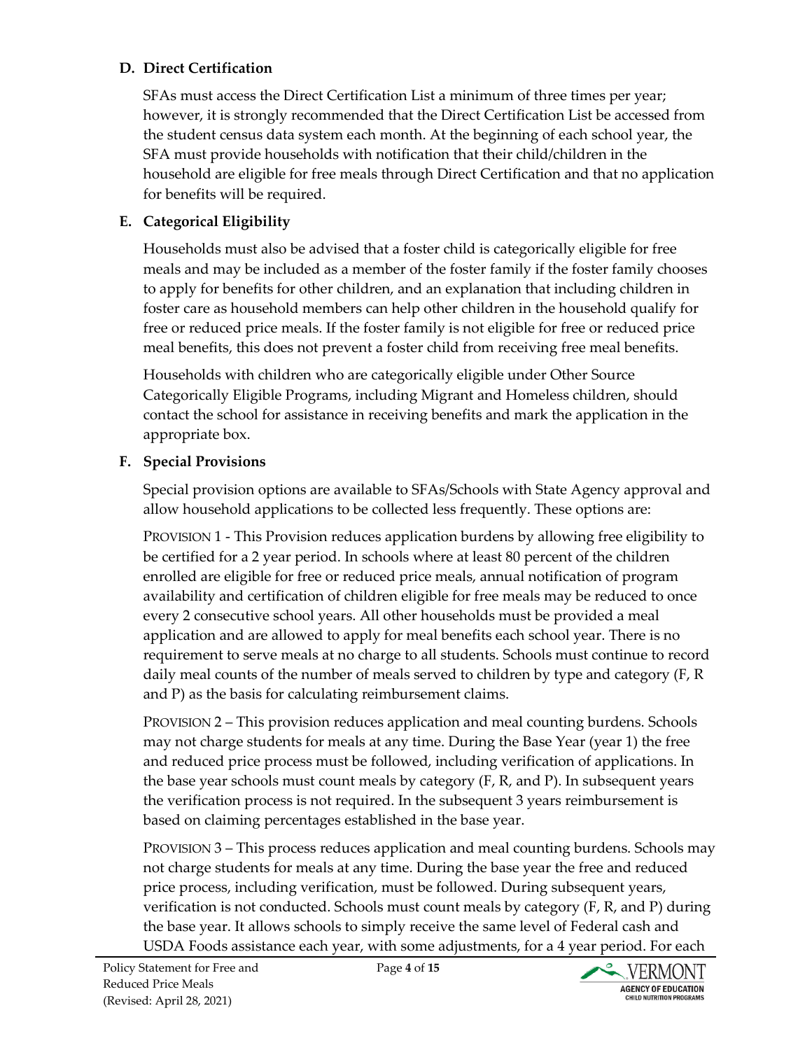### D. Direct Certification

SFAs must access the Direct Certification List a minimum of three times per year; however, it is strongly recommended that the Direct Certification List be accessed from the student census data system each month. At the beginning of each school year, the SFA must provide households with notification that their child/children in the household are eligible for free meals through Direct Certification and that no application for benefits will be required.

### E. Categorical Eligibility

Households must also be advised that a foster child is categorically eligible for free meals and may be included as a member of the foster family if the foster family chooses to apply for benefits for other children, and an explanation that including children in foster care as household members can help other children in the household qualify for free or reduced price meals. If the foster family is not eligible for free or reduced price meal benefits, this does not prevent a foster child from receiving free meal benefits.

Households with children who are categorically eligible under Other Source Categorically Eligible Programs, including Migrant and Homeless children, should contact the school for assistance in receiving benefits and mark the application in the appropriate box.

### F. Special Provisions

Special provision options are available to SFAs/Schools with State Agency approval and allow household applications to be collected less frequently. These options are:

PROVISION 1 - This Provision reduces application burdens by allowing free eligibility to be certified for a 2 year period. In schools where at least 80 percent of the children enrolled are eligible for free or reduced price meals, annual notification of program availability and certification of children eligible for free meals may be reduced to once every 2 consecutive school years. All other households must be provided a meal application and are allowed to apply for meal benefits each school year. There is no requirement to serve meals at no charge to all students. Schools must continue to record daily meal counts of the number of meals served to children by type and category (F, R and P) as the basis for calculating reimbursement claims.

PROVISION 2 – This provision reduces application and meal counting burdens. Schools may not charge students for meals at any time. During the Base Year (year 1) the free and reduced price process must be followed, including verification of applications. In the base year schools must count meals by category (F, R, and P). In subsequent years the verification process is not required. In the subsequent 3 years reimbursement is based on claiming percentages established in the base year.

PROVISION 3 – This process reduces application and meal counting burdens. Schools may not charge students for meals at any time. During the base year the free and reduced price process, including verification, must be followed. During subsequent years, verification is not conducted. Schools must count meals by category (F, R, and P) during the base year. It allows schools to simply receive the same level of Federal cash and USDA Foods assistance each year, with some adjustments, for a 4 year period. For each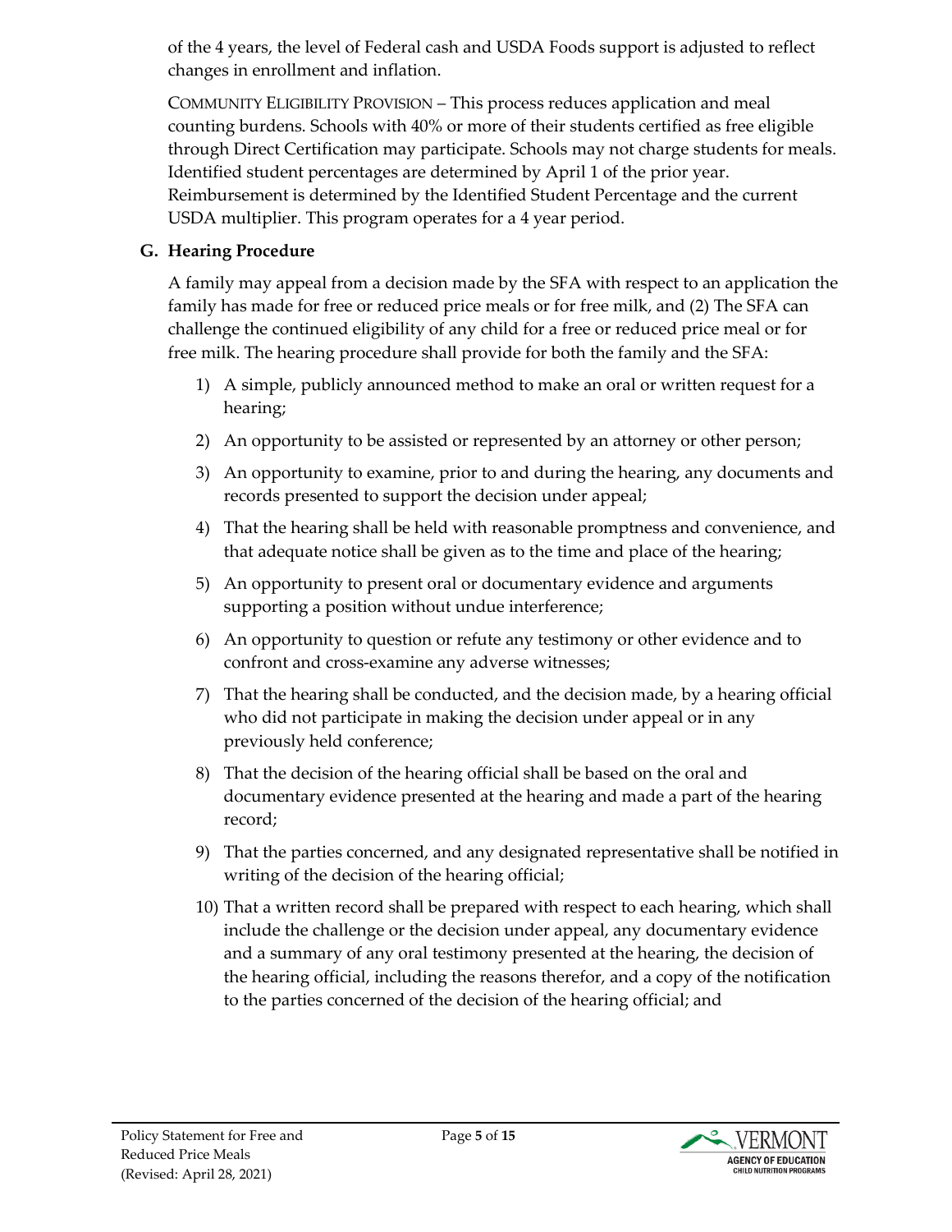of the 4 years, the level of Federal cash and USDA Foods support is adjusted to reflect changes in enrollment and inflation.

COMMUNITY ELIGIBILITY PROVISION – This process reduces application and meal counting burdens. Schools with 40% or more of their students certified as free eligible through Direct Certification may participate. Schools may not charge students for meals. Identified student percentages are determined by April 1 of the prior year. Reimbursement is determined by the Identified Student Percentage and the current USDA multiplier. This program operates for a 4 year period.

**G. Hearing Procedure**

A family may appeal from a decision made by the SFA with respect to an application the family has made for free or reduced price meals or for free milk, and (2) The SFA can challenge the continued eligibility of any child for a free or reduced price meal or for free milk. The hearing procedure shall provide for both the family and the SFA:

1) A simple, publicly announced method to make an oral or written request for a hearing;
2) An opportunity to be assisted or represented by an attorney or other person;
3) An opportunity to examine, prior to and during the hearing, any documents and records presented to support the decision under appeal;
4) That the hearing shall be held with reasonable promptness and convenience, and that adequate notice shall be given as to the time and place of the hearing;
5) An opportunity to present oral or documentary evidence and arguments supporting a position without undue interference;
6) An opportunity to question or refute any testimony or other evidence and to confront and cross-examine any adverse witnesses;
7) That the hearing shall be conducted, and the decision made, by a hearing official who did not participate in making the decision under appeal or in any previously held conference;
8) That the decision of the hearing official shall be based on the oral and documentary evidence presented at the hearing and made a part of the hearing record;
9) That the parties concerned, and any designated representative shall be notified in writing of the decision of the hearing official;
10) That a written record shall be prepared with respect to each hearing, which shall include the challenge or the decision under appeal, any documentary evidence and a summary of any oral testimony presented at the hearing, the decision of the hearing official, including the reasons therefor, and a copy of the notification to the parties concerned of the decision of the hearing official; and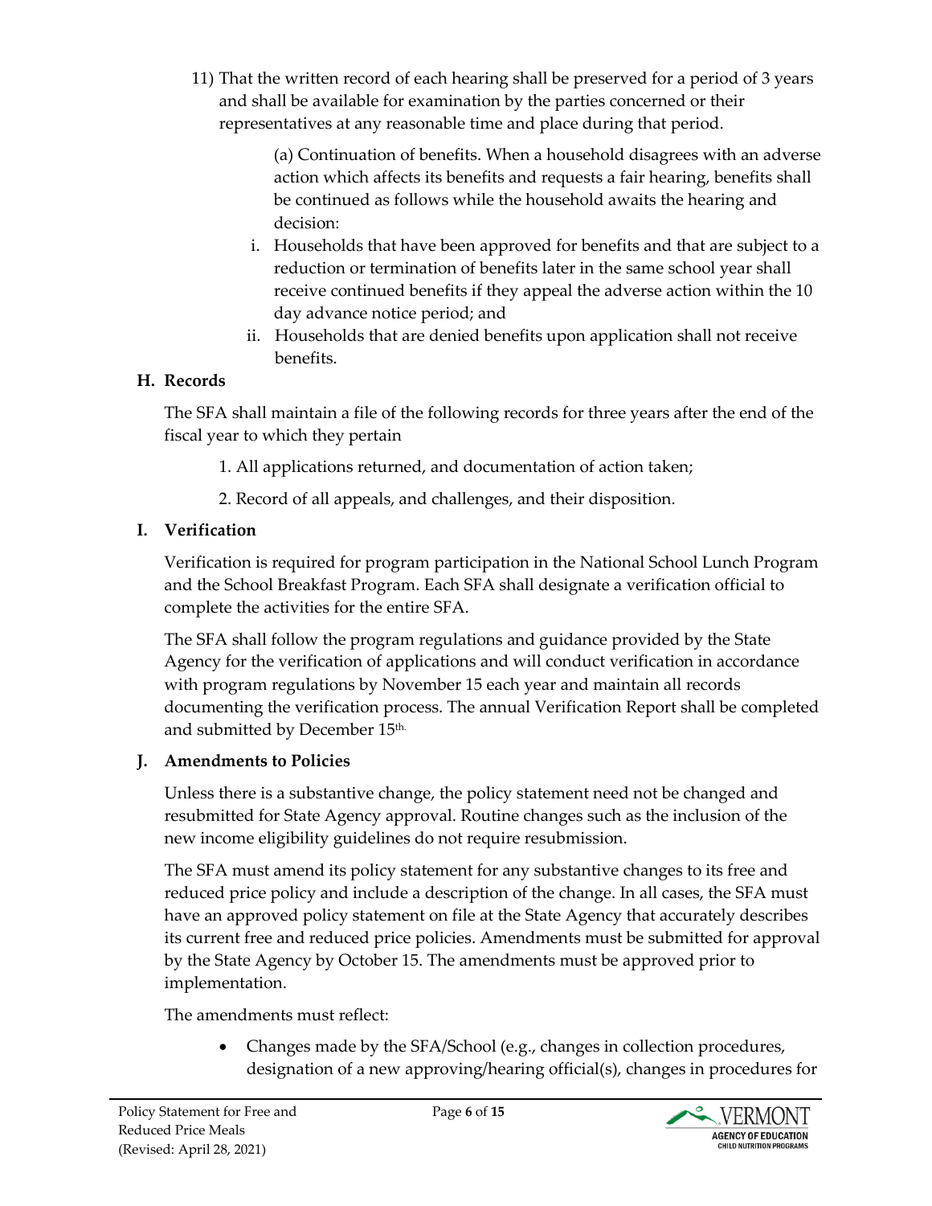11) That the written record of each hearing shall be preserved for a period of 3 years and shall be available for examination by the parties concerned or their representatives at any reasonable time and place during that period.

    (a) Continuation of benefits. When a household disagrees with an adverse action which affects its benefits and requests a fair hearing, benefits shall be continued as follows while the household awaits the hearing and decision:

    i. Households that have been approved for benefits and that are subject to a reduction or termination of benefits later in the same school year shall receive continued benefits if they appeal the adverse action within the 10 day advance notice period; and
    ii. Households that are denied benefits upon application shall not receive benefits.

### H. Records

The SFA shall maintain a file of the following records for three years after the end of the fiscal year to which they pertain

1. All applications returned, and documentation of action taken;
2. Record of all appeals, and challenges, and their disposition.

### I. Verification

Verification is required for program participation in the National School Lunch Program and the School Breakfast Program. Each SFA shall designate a verification official to complete the activities for the entire SFA.

The SFA shall follow the program regulations and guidance provided by the State Agency for the verification of applications and will conduct verification in accordance with program regulations by November 15 each year and maintain all records documenting the verification process. The annual Verification Report shall be completed and submitted by December 15th.

### J. Amendments to Policies

Unless there is a substantive change, the policy statement need not be changed and resubmitted for State Agency approval. Routine changes such as the inclusion of the new income eligibility guidelines do not require resubmission.

The SFA must amend its policy statement for any substantive changes to its free and reduced price policy and include a description of the change. In all cases, the SFA must have an approved policy statement on file at the State Agency that accurately describes its current free and reduced price policies. Amendments must be submitted for approval by the State Agency by October 15. The amendments must be approved prior to implementation.

The amendments must reflect:

- Changes made by the SFA/School (e.g., changes in collection procedures, designation of a new approving/hearing official(s), changes in procedures for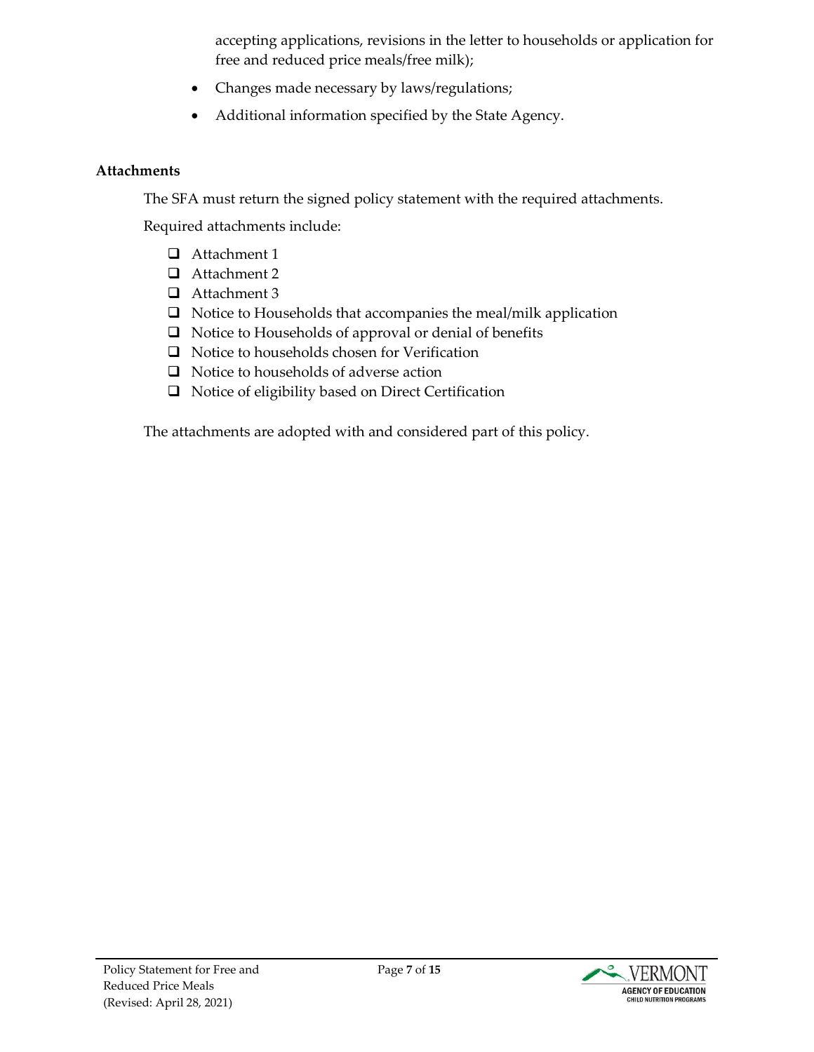accepting applications, revisions in the letter to households or application for free and reduced price meals/free milk);

- Changes made necessary by laws/regulations;
- Additional information specified by the State Agency.

**Attachments**

The SFA must return the signed policy statement with the required attachments.

Required attachments include:

- [ ] Attachment 1
- [ ] Attachment 2
- [ ] Attachment 3
- [ ] Notice to Households that accompanies the meal/milk application
- [ ] Notice to Households of approval or denial of benefits
- [ ] Notice to households chosen for Verification
- [ ] Notice to households of adverse action
- [ ] Notice of eligibility based on Direct Certification

The attachments are adopted with and considered part of this policy.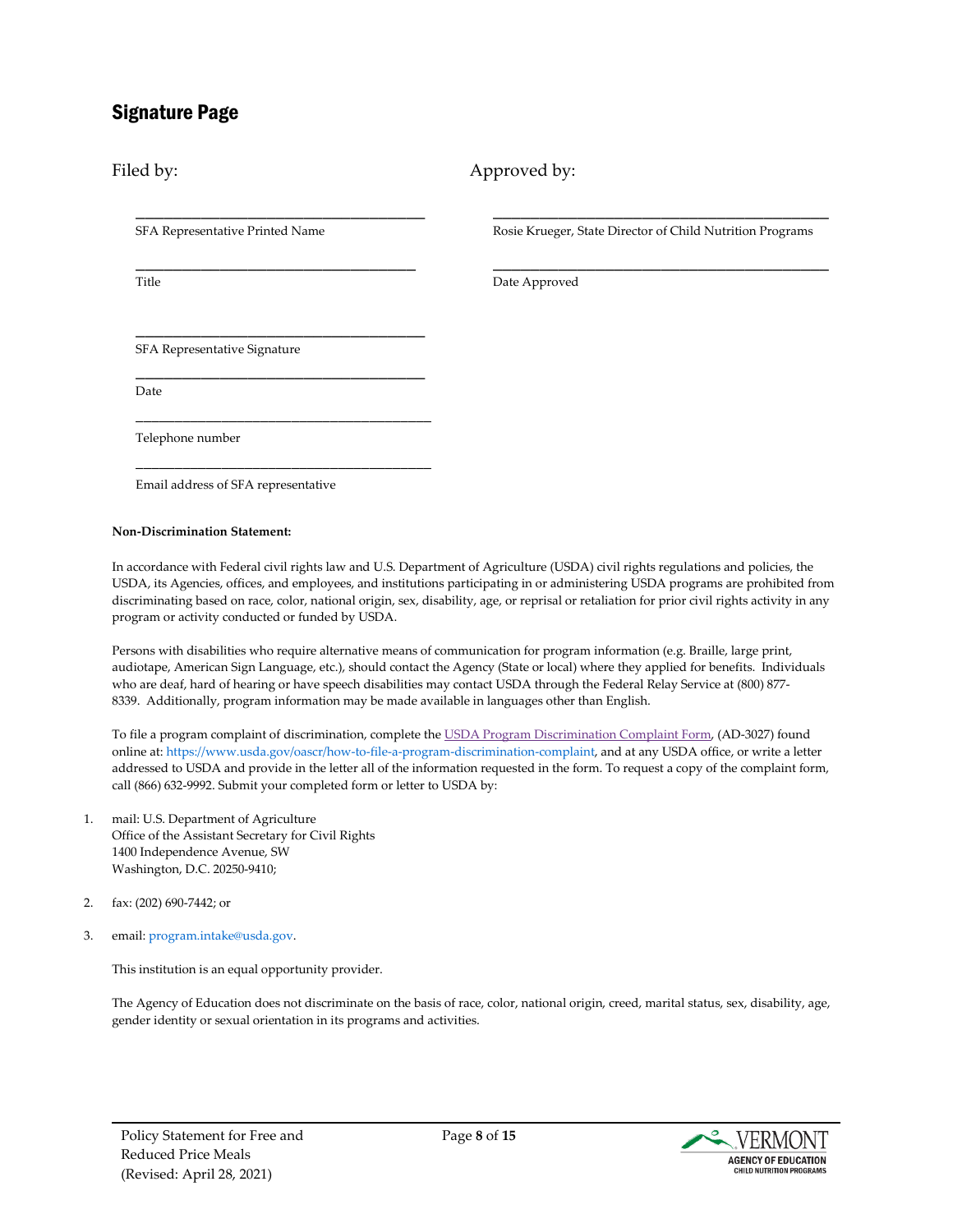## Signature Page

Filed by:

\_\_\_\_\_\_\_\_\_\_\_\_\_\_\_\_\_\_\_\_\_\_\_\_\_\_\_\_\_\_\_\_\_\_\_\_\_\_\_\_
SFA Representative Printed Name

\_\_\_\_\_\_\_\_\_\_\_\_\_\_\_\_\_\_\_\_\_\_\_\_\_\_\_\_\_\_\_\_\_\_\_\_\_\_\_\_
Title

\_\_\_\_\_\_\_\_\_\_\_\_\_\_\_\_\_\_\_\_\_\_\_\_\_\_\_\_\_\_\_\_\_\_\_\_\_\_\_\_
SFA Representative Signature

\_\_\_\_\_\_\_\_\_\_\_\_\_\_\_\_\_\_\_\_\_\_\_\_\_\_\_\_\_\_\_\_\_\_\_\_\_\_\_\_
Date

\_\_\_\_\_\_\_\_\_\_\_\_\_\_\_\_\_\_\_\_\_\_\_\_\_\_\_\_\_\_\_\_\_\_\_\_\_\_\_\_
Telephone number

\_\_\_\_\_\_\_\_\_\_\_\_\_\_\_\_\_\_\_\_\_\_\_\_\_\_\_\_\_\_\_\_\_\_\_\_\_\_\_\_
Email address of SFA representative

Approved by:

\_\_\_\_\_\_\_\_\_\_\_\_\_\_\_\_\_\_\_\_\_\_\_\_\_\_\_\_\_\_\_\_\_\_\_\_\_\_\_\_
Rosie Krueger, State Director of Child Nutrition Programs

\_\_\_\_\_\_\_\_\_\_\_\_\_\_\_\_\_\_\_\_\_\_\_\_\_\_\_\_\_\_\_\_\_\_\_\_\_\_\_\_
Date Approved

**Non-Discrimination Statement:**

In accordance with Federal civil rights law and U.S. Department of Agriculture (USDA) civil rights regulations and policies, the USDA, its Agencies, offices, and employees, and institutions participating in or administering USDA programs are prohibited from discriminating based on race, color, national origin, sex, disability, age, or reprisal or retaliation for prior civil rights activity in any program or activity conducted or funded by USDA.

Persons with disabilities who require alternative means of communication for program information (e.g. Braille, large print, audiotape, American Sign Language, etc.), should contact the Agency (State or local) where they applied for benefits. Individuals who are deaf, hard of hearing or have speech disabilities may contact USDA through the Federal Relay Service at (800) 877-8339. Additionally, program information may be made available in languages other than English.

To file a program complaint of discrimination, complete the USDA Program Discrimination Complaint Form, (AD-3027) found online at: https://www.usda.gov/oascr/how-to-file-a-program-discrimination-complaint, and at any USDA office, or write a letter addressed to USDA and provide in the letter all of the information requested in the form. To request a copy of the complaint form, call (866) 632-9992. Submit your completed form or letter to USDA by:

1. mail: U.S. Department of Agriculture
   Office of the Assistant Secretary for Civil Rights
   1400 Independence Avenue, SW
   Washington, D.C. 20250-9410;
2. fax: (202) 690-7442; or
3. email: program.intake@usda.gov.

This institution is an equal opportunity provider.

The Agency of Education does not discriminate on the basis of race, color, national origin, creed, marital status, sex, disability, age, gender identity or sexual orientation in its programs and activities.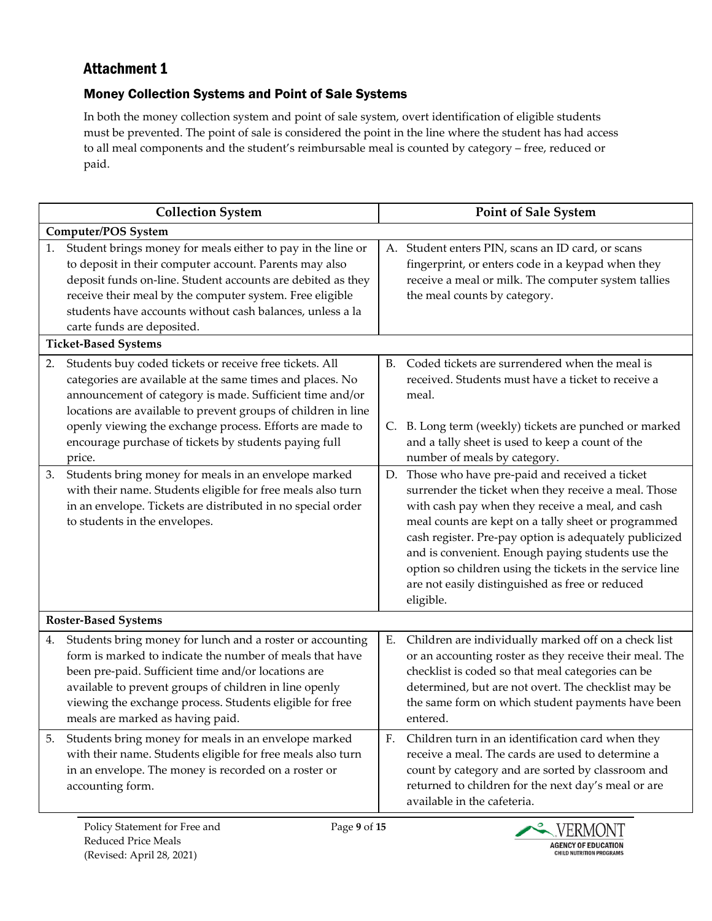# Attachment 1

## Money Collection Systems and Point of Sale Systems

In both the money collection system and point of sale system, overt identification of eligible students must be prevented. The point of sale is considered the point in the line where the student has had access to all meal components and the student's reimbursable meal is counted by category – free, reduced or paid.

| Collection System | Point of Sale System |
|---|---|
| **Computer/POS System** | |
| 1. Student brings money for meals either to pay in the line or to deposit in their computer account. Parents may also deposit funds on-line. Student accounts are debited as they receive their meal by the computer system. Free eligible students have accounts without cash balances, unless a la carte funds are deposited. | A. Student enters PIN, scans an ID card, or scans fingerprint, or enters code in a keypad when they receive a meal or milk. The computer system tallies the meal counts by category. |
| **Ticket-Based Systems** | |
| 2. Students buy coded tickets or receive free tickets. All categories are available at the same times and places. No announcement of category is made. Sufficient time and/or locations are available to prevent groups of children in line openly viewing the exchange process. Efforts are made to encourage purchase of tickets by students paying full price. | B. Coded tickets are surrendered when the meal is received. Students must have a ticket to receive a meal.<br><br>C. B. Long term (weekly) tickets are punched or marked and a tally sheet is used to keep a count of the number of meals by category. |
| 3. Students bring money for meals in an envelope marked with their name. Students eligible for free meals also turn in an envelope. Tickets are distributed in no special order to students in the envelopes. | D. Those who have pre-paid and received a ticket surrender the ticket when they receive a meal. Those with cash pay when they receive a meal, and cash meal counts are kept on a tally sheet or programmed cash register. Pre-pay option is adequately publicized and is convenient. Enough paying students use the option so children using the tickets in the service line are not easily distinguished as free or reduced eligible. |
| **Roster-Based Systems** | |
| 4. Students bring money for lunch and a roster or accounting form is marked to indicate the number of meals that have been pre-paid. Sufficient time and/or locations are available to prevent groups of children in line openly viewing the exchange process. Students eligible for free meals are marked as having paid. | E. Children are individually marked off on a check list or an accounting roster as they receive their meal. The checklist is coded so that meal categories can be determined, but are not overt. The checklist may be the same form on which student payments have been entered. |
| 5. Students bring money for meals in an envelope marked with their name. Students eligible for free meals also turn in an envelope. The money is recorded on a roster or accounting form. | F. Children turn in an identification card when they receive a meal. The cards are used to determine a count by category and are sorted by classroom and returned to children for the next day's meal or are available in the cafeteria. |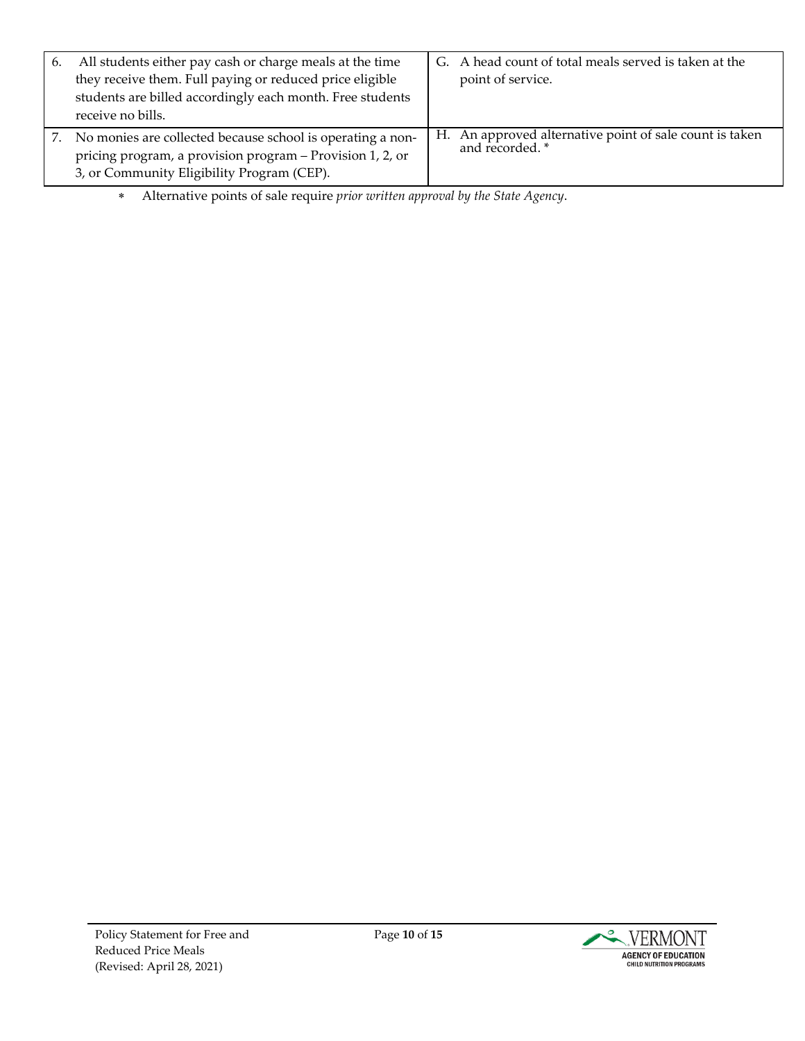| | |
|---|---|
| 6. All students either pay cash or charge meals at the time they receive them. Full paying or reduced price eligible students are billed accordingly each month. Free students receive no bills. | G. A head count of total meals served is taken at the point of service. |
| 7. No monies are collected because school is operating a non-pricing program, a provision program – Provision 1, 2, or 3, or Community Eligibility Program (CEP). | H. An approved alternative point of sale count is taken and recorded. * |

* Alternative points of sale require *prior written approval by the State Agency*.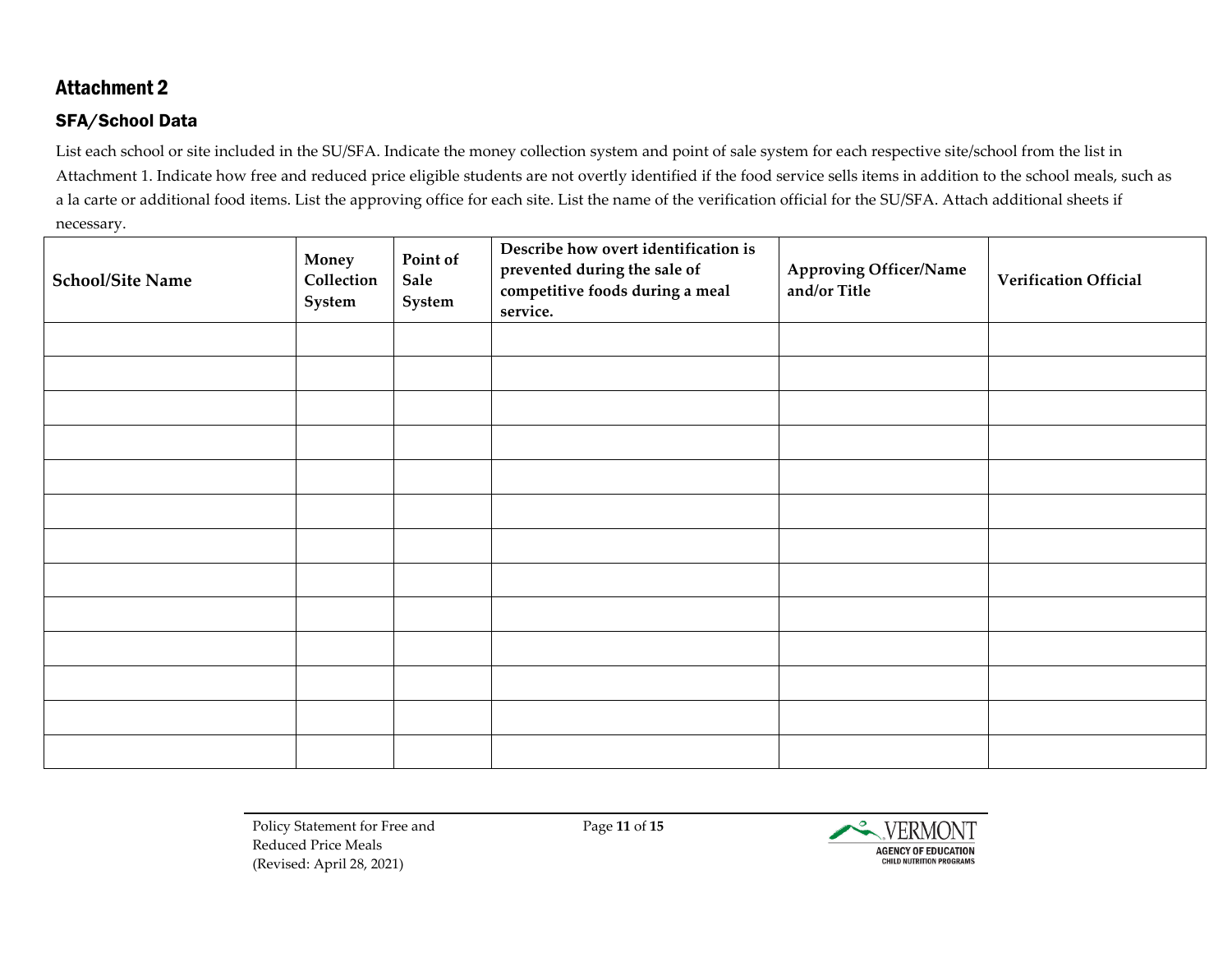# Attachment 2

## SFA/School Data

List each school or site included in the SU/SFA. Indicate the money collection system and point of sale system for each respective site/school from the list in Attachment 1. Indicate how free and reduced price eligible students are not overtly identified if the food service sells items in addition to the school meals, such as a la carte or additional food items. List the approving office for each site. List the name of the verification official for the SU/SFA. Attach additional sheets if necessary.

| School/Site Name | Money Collection System | Point of Sale System | Describe how overt identification is prevented during the sale of competitive foods during a meal service. | Approving Officer/Name and/or Title | Verification Official |
|---|---|---|---|---|---|
| | | | | | |
| | | | | | |
| | | | | | |
| | | | | | |
| | | | | | |
| | | | | | |
| | | | | | |
| | | | | | |
| | | | | | |
| | | | | | |
| | | | | | |
| | | | | | |
| | | | | | |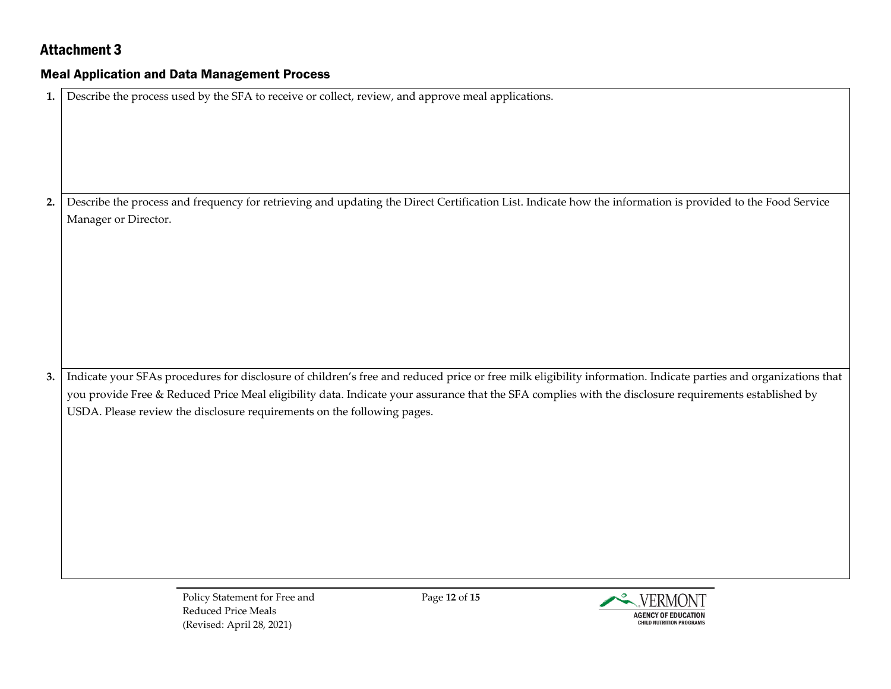# Attachment 3

## Meal Application and Data Management Process

| | |
|---|---|
| **1.** | Describe the process used by the SFA to receive or collect, review, and approve meal applications. |
| **2.** | Describe the process and frequency for retrieving and updating the Direct Certification List. Indicate how the information is provided to the Food Service Manager or Director. |
| **3.** | Indicate your SFAs procedures for disclosure of children's free and reduced price or free milk eligibility information. Indicate parties and organizations that you provide Free & Reduced Price Meal eligibility data. Indicate your assurance that the SFA complies with the disclosure requirements established by USDA. Please review the disclosure requirements on the following pages. |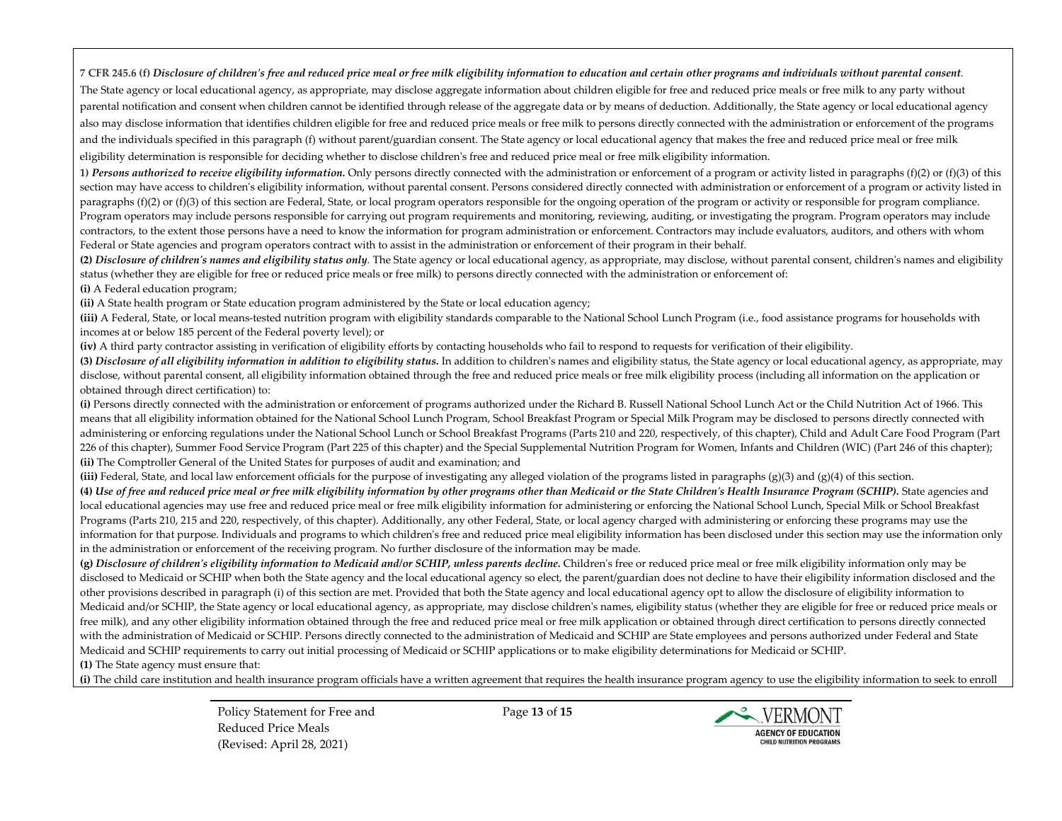**7 CFR 245.6 (f)** ***Disclosure of children's free and reduced price meal or free milk eligibility information to education and certain other programs and individuals without parental consent.*** The State agency or local educational agency, as appropriate, may disclose aggregate information about children eligible for free and reduced price meals or free milk to any party without parental notification and consent when children cannot be identified through release of the aggregate data or by means of deduction. Additionally, the State agency or local educational agency also may disclose information that identifies children eligible for free and reduced price meals or free milk to persons directly connected with the administration or enforcement of the programs and the individuals specified in this paragraph (f) without parent/guardian consent. The State agency or local educational agency that makes the free and reduced price meal or free milk eligibility determination is responsible for deciding whether to disclose children's free and reduced price meal or free milk eligibility information.

1) ***Persons authorized to receive eligibility information.*** Only persons directly connected with the administration or enforcement of a program or activity listed in paragraphs (f)(2) or (f)(3) of this section may have access to children's eligibility information, without parental consent. Persons considered directly connected with administration or enforcement of a program or activity listed in paragraphs (f)(2) or (f)(3) of this section are Federal, State, or local program operators responsible for the ongoing operation of the program or activity or responsible for program compliance. Program operators may include persons responsible for carrying out program requirements and monitoring, reviewing, auditing, or investigating the program. Program operators may include contractors, to the extent those persons have a need to know the information for program administration or enforcement. Contractors may include evaluators, auditors, and others with whom Federal or State agencies and program operators contract with to assist in the administration or enforcement of their program in their behalf.

**(2)** ***Disclosure of children's names and eligibility status only.*** The State agency or local educational agency, as appropriate, may disclose, without parental consent, children's names and eligibility status (whether they are eligible for free or reduced price meals or free milk) to persons directly connected with the administration or enforcement of:

**(i)** A Federal education program;

**(ii)** A State health program or State education program administered by the State or local education agency;

**(iii)** A Federal, State, or local means-tested nutrition program with eligibility standards comparable to the National School Lunch Program (i.e., food assistance programs for households with incomes at or below 185 percent of the Federal poverty level); or

**(iv)** A third party contractor assisting in verification of eligibility efforts by contacting households who fail to respond to requests for verification of their eligibility.

**(3)** ***Disclosure of all eligibility information in addition to eligibility status.*** In addition to children's names and eligibility status, the State agency or local educational agency, as appropriate, may disclose, without parental consent, all eligibility information obtained through the free and reduced price meals or free milk eligibility process (including all information on the application or obtained through direct certification) to:

**(i)** Persons directly connected with the administration or enforcement of programs authorized under the Richard B. Russell National School Lunch Act or the Child Nutrition Act of 1966. This means that all eligibility information obtained for the National School Lunch Program, School Breakfast Program or Special Milk Program may be disclosed to persons directly connected with administering or enforcing regulations under the National School Lunch or School Breakfast Programs (Parts 210 and 220, respectively, of this chapter), Child and Adult Care Food Program (Part 226 of this chapter), Summer Food Service Program (Part 225 of this chapter) and the Special Supplemental Nutrition Program for Women, Infants and Children (WIC) (Part 246 of this chapter);

**(ii)** The Comptroller General of the United States for purposes of audit and examination; and

**(iii)** Federal, State, and local law enforcement officials for the purpose of investigating any alleged violation of the programs listed in paragraphs (g)(3) and (g)(4) of this section.

**(4)** ***Use of free and reduced price meal or free milk eligibility information by other programs other than Medicaid or the State Children's Health Insurance Program (SCHIP).*** State agencies and local educational agencies may use free and reduced price meal or free milk eligibility information for administering or enforcing the National School Lunch, Special Milk or School Breakfast Programs (Parts 210, 215 and 220, respectively, of this chapter). Additionally, any other Federal, State, or local agency charged with administering or enforcing these programs may use the information for that purpose. Individuals and programs to which children's free and reduced price meal eligibility information has been disclosed under this section may use the information only in the administration or enforcement of the receiving program. No further disclosure of the information may be made.

**(g)** ***Disclosure of children's eligibility information to Medicaid and/or SCHIP, unless parents decline.*** Children's free or reduced price meal or free milk eligibility information only may be disclosed to Medicaid or SCHIP when both the State agency and the local educational agency so elect, the parent/guardian does not decline to have their eligibility information disclosed and the other provisions described in paragraph (i) of this section are met. Provided that both the State agency and local educational agency opt to allow the disclosure of eligibility information to Medicaid and/or SCHIP, the State agency or local educational agency, as appropriate, may disclose children's names, eligibility status (whether they are eligible for free or reduced price meals or free milk), and any other eligibility information obtained through the free and reduced price meal or free milk application or obtained through direct certification to persons directly connected with the administration of Medicaid or SCHIP. Persons directly connected to the administration of Medicaid and SCHIP are State employees and persons authorized under Federal and State Medicaid and SCHIP requirements to carry out initial processing of Medicaid or SCHIP applications or to make eligibility determinations for Medicaid or SCHIP.

**(1)** The State agency must ensure that:

**(i)** The child care institution and health insurance program officials have a written agreement that requires the health insurance program agency to use the eligibility information to seek to enroll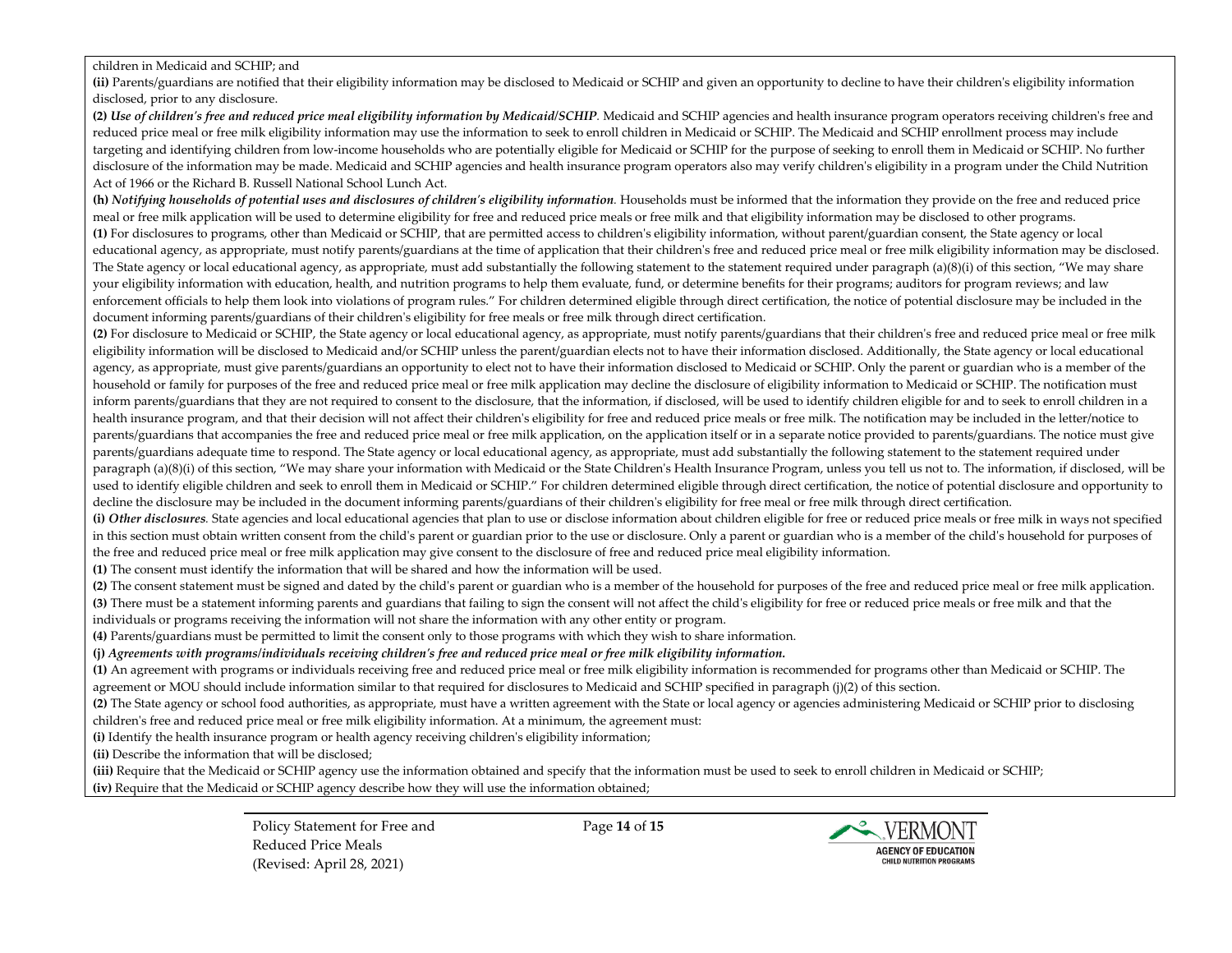children in Medicaid and SCHIP; and

**(ii)** Parents/guardians are notified that their eligibility information may be disclosed to Medicaid or SCHIP and given an opportunity to decline to have their children's eligibility information disclosed, prior to any disclosure.

**(2)** ***Use of children's free and reduced price meal eligibility information by Medicaid/SCHIP***. Medicaid and SCHIP agencies and health insurance program operators receiving children's free and reduced price meal or free milk eligibility information may use the information to seek to enroll children in Medicaid or SCHIP. The Medicaid and SCHIP enrollment process may include targeting and identifying children from low-income households who are potentially eligible for Medicaid or SCHIP for the purpose of seeking to enroll them in Medicaid or SCHIP. No further disclosure of the information may be made. Medicaid and SCHIP agencies and health insurance program operators also may verify children's eligibility in a program under the Child Nutrition Act of 1966 or the Richard B. Russell National School Lunch Act.

**(h)** ***Notifying households of potential uses and disclosures of children's eligibility information***. Households must be informed that the information they provide on the free and reduced price meal or free milk application will be used to determine eligibility for free and reduced price meals or free milk and that eligibility information may be disclosed to other programs.

**(1)** For disclosures to programs, other than Medicaid or SCHIP, that are permitted access to children's eligibility information, without parent/guardian consent, the State agency or local educational agency, as appropriate, must notify parents/guardians at the time of application that their children's free and reduced price meal or free milk eligibility information may be disclosed. The State agency or local educational agency, as appropriate, must add substantially the following statement to the statement required under paragraph (a)(8)(i) of this section, "We may share your eligibility information with education, health, and nutrition programs to help them evaluate, fund, or determine benefits for their programs; auditors for program reviews; and law enforcement officials to help them look into violations of program rules." For children determined eligible through direct certification, the notice of potential disclosure may be included in the document informing parents/guardians of their children's eligibility for free meals or free milk through direct certification.

**(2)** For disclosure to Medicaid or SCHIP, the State agency or local educational agency, as appropriate, must notify parents/guardians that their children's free and reduced price meal or free milk eligibility information will be disclosed to Medicaid and/or SCHIP unless the parent/guardian elects not to have their information disclosed. Additionally, the State agency or local educational agency, as appropriate, must give parents/guardians an opportunity to elect not to have their information disclosed to Medicaid or SCHIP. Only the parent or guardian who is a member of the household or family for purposes of the free and reduced price meal or free milk application may decline the disclosure of eligibility information to Medicaid or SCHIP. The notification must inform parents/guardians that they are not required to consent to the disclosure, that the information, if disclosed, will be used to identify children eligible for and to seek to enroll children in a health insurance program, and that their decision will not affect their children's eligibility for free and reduced price meals or free milk. The notification may be included in the letter/notice to parents/guardians that accompanies the free and reduced price meal or free milk application, on the application itself or in a separate notice provided to parents/guardians. The notice must give parents/guardians adequate time to respond. The State agency or local educational agency, as appropriate, must add substantially the following statement to the statement required under paragraph (a)(8)(i) of this section, "We may share your information with Medicaid or the State Children's Health Insurance Program, unless you tell us not to. The information, if disclosed, will be used to identify eligible children and seek to enroll them in Medicaid or SCHIP." For children determined eligible through direct certification, the notice of potential disclosure and opportunity to decline the disclosure may be included in the document informing parents/guardians of their children's eligibility for free meal or free milk through direct certification.

**(i)** ***Other disclosures***. State agencies and local educational agencies that plan to use or disclose information about children eligible for free or reduced price meals or free milk in ways not specified in this section must obtain written consent from the child's parent or guardian prior to the use or disclosure. Only a parent or guardian who is a member of the child's household for purposes of the free and reduced price meal or free milk application may give consent to the disclosure of free and reduced price meal eligibility information.

**(1)** The consent must identify the information that will be shared and how the information will be used.

**(2)** The consent statement must be signed and dated by the child's parent or guardian who is a member of the household for purposes of the free and reduced price meal or free milk application.

**(3)** There must be a statement informing parents and guardians that failing to sign the consent will not affect the child's eligibility for free or reduced price meals or free milk and that the individuals or programs receiving the information will not share the information with any other entity or program.

**(4)** Parents/guardians must be permitted to limit the consent only to those programs with which they wish to share information.

**(j)** ***Agreements with programs/individuals receiving children's free and reduced price meal or free milk eligibility information.***

**(1)** An agreement with programs or individuals receiving free and reduced price meal or free milk eligibility information is recommended for programs other than Medicaid or SCHIP. The agreement or MOU should include information similar to that required for disclosures to Medicaid and SCHIP specified in paragraph (j)(2) of this section.

**(2)** The State agency or school food authorities, as appropriate, must have a written agreement with the State or local agency or agencies administering Medicaid or SCHIP prior to disclosing children's free and reduced price meal or free milk eligibility information. At a minimum, the agreement must:

**(i)** Identify the health insurance program or health agency receiving children's eligibility information;

**(ii)** Describe the information that will be disclosed;

**(iii)** Require that the Medicaid or SCHIP agency use the information obtained and specify that the information must be used to seek to enroll children in Medicaid or SCHIP;

**(iv)** Require that the Medicaid or SCHIP agency describe how they will use the information obtained;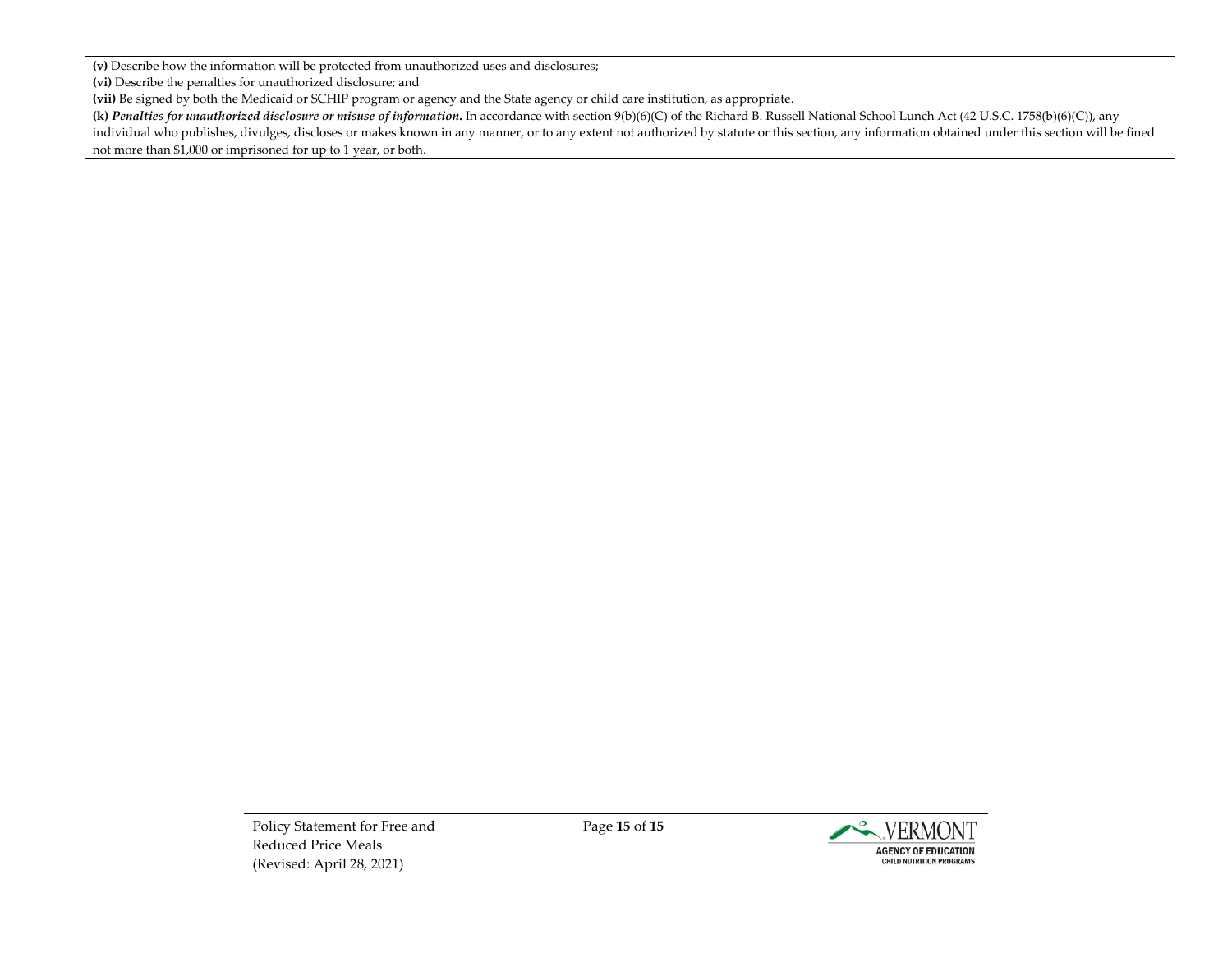**(v)** Describe how the information will be protected from unauthorized uses and disclosures;

**(vi)** Describe the penalties for unauthorized disclosure; and

**(vii)** Be signed by both the Medicaid or SCHIP program or agency and the State agency or child care institution, as appropriate.

**(k)** ***Penalties for unauthorized disclosure or misuse of information.*** In accordance with section 9(b)(6)(C) of the Richard B. Russell National School Lunch Act (42 U.S.C. 1758(b)(6)(C)), any individual who publishes, divulges, discloses or makes known in any manner, or to any extent not authorized by statute or this section, any information obtained under this section will be fined not more than $1,000 or imprisoned for up to 1 year, or both.